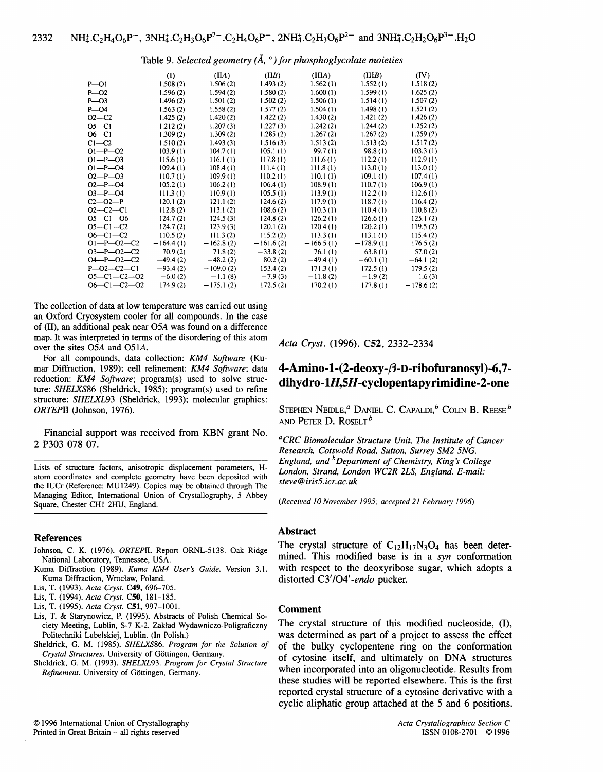Table 9. *Selected geometry (Å, °) for phosphoglycolate moieties*

| | (I) | (IIA) | (IIB) | (IIIA) | (IIIB) | (IV) |
|---|---|---|---|---|---|---|
| P—O1 | 1.508 (2) | 1.506 (2) | 1.493 (2) | 1.562 (1) | 1.552 (1) | 1.518 (2) |
| P—O2 | 1.596 (2) | 1.594 (2) | 1.580 (2) | 1.600 (1) | 1.599 (1) | 1.625 (2) |
| P—O3 | 1.496 (2) | 1.501 (2) | 1.502 (2) | 1.506 (1) | 1.514 (1) | 1.507 (2) |
| P—O4 | 1.563 (2) | 1.558 (2) | 1.577 (2) | 1.504 (1) | 1.498 (1) | 1.521 (2) |
| O2—C2 | 1.425 (2) | 1.420 (2) | 1.422 (2) | 1.430 (2) | 1.421 (2) | 1.426 (2) |
| O5—C1 | 1.212 (2) | 1.207 (3) | 1.227 (3) | 1.242 (2) | 1.244 (2) | 1.252 (2) |
| O6—C1 | 1.309 (2) | 1.309 (2) | 1.285 (2) | 1.267 (2) | 1.267 (2) | 1.259 (2) |
| C1—C2 | 1.510 (2) | 1.493 (3) | 1.516 (3) | 1.513 (2) | 1.513 (2) | 1.517 (2) |
| O1—P—O2 | 103.9 (1) | 104.7 (1) | 105.1 (1) | 99.7 (1) | 98.8 (1) | 103.3 (1) |
| O1—P—O3 | 115.6 (1) | 116.1 (1) | 117.8 (1) | 111.6 (1) | 112.2 (1) | 112.9 (1) |
| O1—P—O4 | 109.4 (1) | 108.4 (1) | 111.4 (1) | 111.8 (1) | 113.0 (1) | 113.0 (1) |
| O2—P—O3 | 110.7 (1) | 109.9 (1) | 110.2 (1) | 110.1 (1) | 109.1 (1) | 107.4 (1) |
| O2—P—O4 | 105.2 (1) | 106.2 (1) | 106.4 (1) | 108.9 (1) | 110.7 (1) | 106.9 (1) |
| O3—P—O4 | 111.3 (1) | 110.9 (1) | 105.5 (1) | 113.9 (1) | 112.2 (1) | 112.6 (1) |
| C2—O2—P | 120.1 (2) | 121.1 (2) | 124.6 (2) | 117.9 (1) | 118.7 (1) | 116.4 (2) |
| O2—C2—C1 | 112.8 (2) | 113.1 (2) | 108.6 (2) | 110.3 (1) | 110.4 (1) | 110.8 (2) |
| O5—C1—O6 | 124.7 (2) | 124.5 (3) | 124.8 (2) | 126.2 (1) | 126.6 (1) | 125.1 (2) |
| O5—C1—C2 | 124.7 (2) | 123.9 (3) | 120.1 (2) | 120.4 (1) | 120.2 (1) | 119.5 (2) |
| O6—C1—C2 | 110.5 (2) | 111.3 (2) | 115.2 (2) | 113.3 (1) | 113.1 (1) | 115.4 (2) |
| O1—P—O2—C2 | −164.4 (1) | −162.8 (2) | −161.6 (2) | −166.5 (1) | −178.9 (1) | 176.5 (2) |
| O3—P—O2—C2 | 70.9 (2) | 71.8 (2) | −33.8 (2) | 76.1 (1) | 63.8 (1) | 57.0 (2) |
| O4—P—O2—C2 | −49.4 (2) | −48.2 (2) | 80.2 (2) | −49.4 (1) | −60.1 (1) | −64.1 (2) |
| P—O2—C2—C1 | −93.4 (2) | −109.0 (2) | 153.4 (2) | 171.3 (1) | 172.5 (1) | 179.5 (2) |
| O5—C1—C2—O2 | −6.0 (2) | −1.1 (8) | −7.9 (3) | −11.8 (2) | −1.9 (2) | 1.6 (3) |
| O6—C1—C2—O2 | 174.9 (2) | −175.1 (2) | 172.5 (2) | 170.2 (1) | 177.8 (1) | −178.6 (2) |

The collection of data at low temperature was carried out using an Oxford Cryosystem cooler for all compounds. In the case of (II), an additional peak near O5A was found on a difference map. It was interpreted in terms of the disordering of this atom over the sites O5A and O51A.

For all compounds, data collection: *KM4 Software* (Kumar Diffraction, 1989); cell refinement: *KM4 Software*; data reduction: *KM4 Software*; program(s) used to solve structure: *SHELXS86* (Sheldrick, 1985); program(s) used to refine structure: *SHELXL93* (Sheldrick, 1993); molecular graphics: *ORTEPII* (Johnson, 1976).

Financial support was received from KBN grant No. 2 P303 078 07.

Lists of structure factors, anisotropic displacement parameters, H-atom coordinates and complete geometry have been deposited with the IUCr (Reference: MU1249). Copies may be obtained through The Managing Editor, International Union of Crystallography, 5 Abbey Square, Chester CH1 2HU, England.

## References

Johnson, C. K. (1976). *ORTEPII*. Report ORNL-5138. Oak Ridge National Laboratory, Tennessee, USA.

Kuma Diffraction (1989). *Kuma KM4 User's Guide*. Version 3.1. Kuma Diffraction, Wrocław, Poland.

Lis, T. (1993). *Acta Cryst.* C49, 696–705.

Lis, T. (1994). *Acta Cryst.* C50, 181–185.

Lis, T. (1995). *Acta Cryst.* C51, 997–1001.

Lis, T. & Starynowicz, P. (1995). Abstracts of Polish Chemical Society Meeting, Lublin, S-7 K-2. Zakład Wydawniczo-Poligraficzny Politechniki Lubelskiej, Lublin. (In Polish.)

Sheldrick, G. M. (1985). *SHELXS86. Program for the Solution of Crystal Structures*. University of Göttingen, Germany.

Sheldrick, G. M. (1993). *SHELXL93. Program for Crystal Structure Refinement*. University of Göttingen, Germany.

© 1996 International Union of Crystallography
Printed in Great Britain – all rights reserved

*Acta Cryst.* (1996). C52, 2332–2334

# 4-Amino-1-(2-deoxy-β-D-ribofuranosyl)-6,7-dihydro-1*H*,5*H*-cyclopentapyrimidine-2-one

Stephen Neidle,[a] Daniel C. Capaldi,[b] Colin B. Reese[b] and Peter D. Roselt[b]

[a]CRC Biomolecular Structure Unit, The Institute of Cancer Research, Cotswold Road, Sutton, Surrey SM2 5NG, England, and [b]Department of Chemistry, King's College London, Strand, London WC2R 2LS, England. E-mail: steve@iris5.icr.ac.uk

*(Received 10 November 1995; accepted 21 February 1996)*

## Abstract

The crystal structure of $C_{12}H_{17}N_3O_4$ has been determined. This modified base is in a *syn* conformation with respect to the deoxyribose sugar, which adopts a distorted C3′/O4′-*endo* pucker.

## Comment

The crystal structure of this modified nucleoside, (I), was determined as part of a project to assess the effect of the bulky cyclopentene ring on the conformation of cytosine itself, and ultimately on DNA structures when incorporated into an oligonucleotide. Results from these studies will be reported elsewhere. This is the first reported crystal structure of a cytosine derivative with a cyclic aliphatic group attached at the 5 and 6 positions.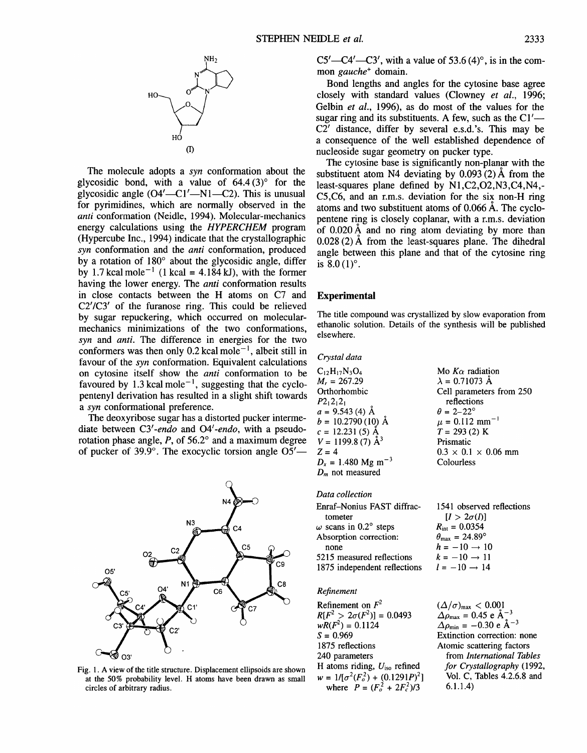(I)

The molecule adopts a *syn* conformation about the glycosidic bond, with a value of 64.4 (3)° for the glycosidic angle (O4'—C1'—N1—C2). This is unusual for pyrimidines, which are normally observed in the *anti* conformation (Neidle, 1994). Molecular-mechanics energy calculations using the *HYPERCHEM* program (Hypercube Inc., 1994) indicate that the crystallographic *syn* conformation and the *anti* conformation, produced by a rotation of 180° about the glycosidic angle, differ by 1.7 kcal mole$^{-1}$ (1 kcal = 4.184 kJ), with the former having the lower energy. The *anti* conformation results in close contacts between the H atoms on C7 and C2'/C3' of the furanose ring. This could be relieved by sugar repuckering, which occurred on molecular-mechanics minimizations of the two conformations, *syn* and *anti*. The difference in energies for the two conformers was then only 0.2 kcal mole$^{-1}$, albeit still in favour of the *syn* conformation. Equivalent calculations on cytosine itself show the *anti* conformation to be favoured by 1.3 kcal mole$^{-1}$, suggesting that the cyclopentenyl derivation has resulted in a slight shift towards a *syn* conformational preference.

The deoxyribose sugar has a distorted pucker intermediate between C3'-*endo* and O4'-*endo*, with a pseudorotation phase angle, *P*, of 56.2° and a maximum degree of pucker of 39.9°. The exocyclic torsion angle O5'—C5'—C4'—C3', with a value of 53.6 (4)°, is in the common *gauche*$^+$ domain.

Fig. 1. A view of the title structure. Displacement ellipsoids are shown at the 50% probability level. H atoms have been drawn as small circles of arbitrary radius.

Bond lengths and angles for the cytosine base agree closely with standard values (Clowney *et al.*, 1996; Gelbin *et al.*, 1996), as do most of the values for the sugar ring and its substituents. A few, such as the C1'—C2' distance, differ by several e.s.d.'s. This may be a consequence of the well established dependence of nucleoside sugar geometry on pucker type.

The cytosine base is significantly non-planar with the substituent atom N4 deviating by 0.093 (2) Å from the least-squares plane defined by N1,C2,O2,N3,C4,N4,-C5,C6, and an r.m.s. deviation for the six non-H ring atoms and two substituent atoms of 0.066 Å. The cyclopentene ring is closely coplanar, with a r.m.s. deviation of 0.020 Å and no ring atom deviating by more than 0.028 (2) Å from the least-squares plane. The dihedral angle between this plane and that of the cytosine ring is 8.0 (1)°.

## Experimental

The title compound was crystallized by slow evaporation from ethanolic solution. Details of the synthesis will be published elsewhere.

*Crystal data*

$C_{12}H_{17}N_3O_4$
$M_r = 267.29$
Orthorhombic
$P2_12_12_1$
$a = 9.543$ (4) Å
$b = 10.2790$ (10) Å
$c = 12.231$ (5) Å
$V = 1199.8$ (7) Å$^3$
$Z = 4$
$D_x = 1.480$ Mg m$^{-3}$
$D_m$ not measured

Mo $K\alpha$ radiation
$\lambda = 0.71073$ Å
Cell parameters from 250 reflections
$\theta = 2$–$22°$
$\mu = 0.112$ mm$^{-1}$
$T = 293$ (2) K
Prismatic
$0.3 \times 0.1 \times 0.06$ mm
Colourless

*Data collection*

Enraf–Nonius FAST diffractometer
$\omega$ scans in 0.2° steps
Absorption correction: none
5215 measured reflections
1875 independent reflections

1541 observed reflections [$I > 2\sigma(I)$]
$R_{int} = 0.0354$
$\theta_{max} = 24.89°$
$h = -10 \rightarrow 10$
$k = -10 \rightarrow 11$
$l = -10 \rightarrow 14$

*Refinement*

Refinement on $F^2$
$R[F^2 > 2\sigma(F^2)] = 0.0493$
$wR(F^2) = 0.1124$
$S = 0.969$
1875 reflections
240 parameters
H atoms riding, $U_{iso}$ refined
$w = 1/[\sigma^2(F_o^2) + (0.1291P)^2]$ where $P = (F_o^2 + 2F_c^2)/3$

$(\Delta/\sigma)_{max} < 0.001$
$\Delta\rho_{max} = 0.45$ e Å$^{-3}$
$\Delta\rho_{min} = -0.30$ e Å$^{-3}$
Extinction correction: none
Atomic scattering factors from *International Tables for Crystallography* (1992, Vol. C, Tables 4.2.6.8 and 6.1.1.4)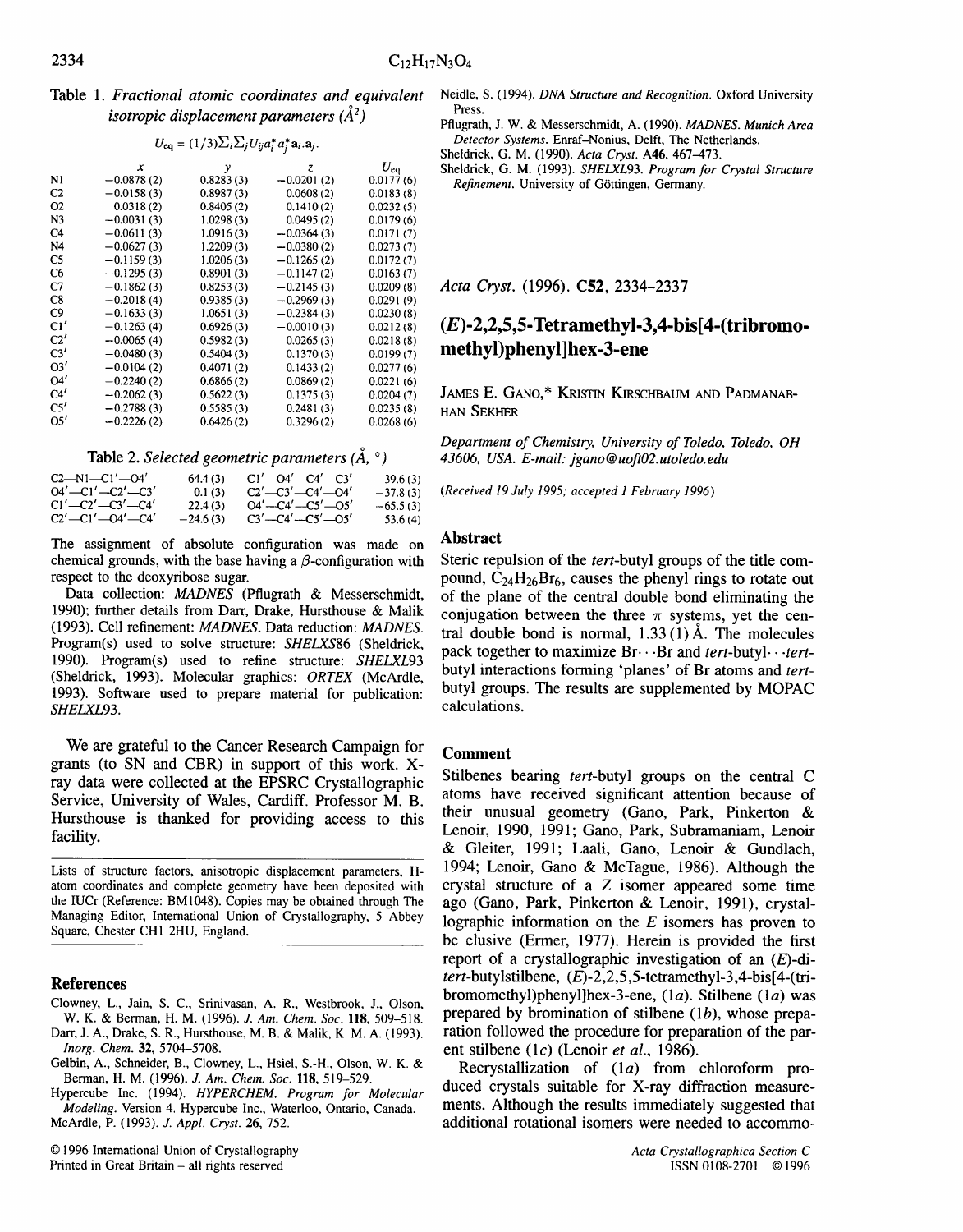Table 1. *Fractional atomic coordinates and equivalent isotropic displacement parameters* ($Å^2$)

$$U_{eq} = (1/3)\Sigma_i\Sigma_j U_{ij} a_i^* a_j^* \mathbf{a}_i.\mathbf{a}_j.$$

| | $x$ | $y$ | $z$ | $U_{eq}$ |
|---|---|---|---|---|
| N1 | −0.0878 (2) | 0.8283 (3) | −0.0201 (2) | 0.0177 (6) |
| C2 | −0.0158 (3) | 0.8987 (3) | 0.0608 (2) | 0.0183 (8) |
| O2 | 0.0318 (2) | 0.8405 (2) | 0.1410 (2) | 0.0232 (5) |
| N3 | −0.0031 (3) | 1.0298 (3) | 0.0495 (2) | 0.0179 (6) |
| C4 | −0.0611 (3) | 1.0916 (3) | −0.0364 (3) | 0.0171 (7) |
| N4 | −0.0627 (3) | 1.2209 (3) | −0.0380 (2) | 0.0273 (7) |
| C5 | −0.1159 (3) | 1.0206 (3) | −0.1265 (2) | 0.0172 (7) |
| C6 | −0.1295 (3) | 0.8901 (3) | −0.1147 (2) | 0.0163 (7) |
| C7 | −0.1862 (3) | 0.8253 (3) | −0.2145 (3) | 0.0209 (8) |
| C8 | −0.2018 (4) | 0.9385 (3) | −0.2969 (3) | 0.0291 (9) |
| C9 | −0.1633 (3) | 1.0651 (3) | −0.2384 (3) | 0.0230 (8) |
| C1′ | −0.1263 (4) | 0.6926 (3) | −0.0010 (3) | 0.0212 (8) |
| C2′ | −0.0065 (4) | 0.5982 (3) | 0.0265 (3) | 0.0218 (8) |
| C3′ | −0.0480 (3) | 0.5404 (3) | 0.1370 (3) | 0.0199 (7) |
| O3′ | −0.0104 (2) | 0.4071 (2) | 0.1433 (2) | 0.0277 (6) |
| O4′ | −0.2240 (2) | 0.6866 (2) | 0.0869 (2) | 0.0221 (6) |
| C4′ | −0.2062 (3) | 0.5622 (3) | 0.1375 (3) | 0.0204 (7) |
| C5′ | −0.2788 (3) | 0.5585 (3) | 0.2481 (3) | 0.0235 (8) |
| O5′ | −0.2226 (2) | 0.6426 (2) | 0.3296 (2) | 0.0268 (6) |

Table 2. *Selected geometric parameters* (Å, °)

| | | | |
|---|---|---|---|
| C2—N1—C1′—O4′ | 64.4 (3) | C1′—O4′—C4′—C3′ | 39.6 (3) |
| O4′—C1′—C2′—C3′ | 0.1 (3) | C2′—C3′—C4′—O4′ | −37.8 (3) |
| C1′—C2′—C3′—C4′ | 22.4 (3) | O4′—C4′—C5′—O5′ | −65.5 (3) |
| C2′—C1′—O4′—C4′ | −24.6 (3) | C3′—C4′—C5′—O5′ | 53.6 (4) |

The assignment of absolute configuration was made on chemical grounds, with the base having a β-configuration with respect to the deoxyribose sugar.

Data collection: *MADNES* (Pflugrath & Messerschmidt, 1990); further details from Darr, Drake, Hursthouse & Malik (1993). Cell refinement: *MADNES*. Data reduction: *MADNES*. Program(s) used to solve structure: *SHELXS86* (Sheldrick, 1990). Program(s) used to refine structure: *SHELXL93* (Sheldrick, 1993). Molecular graphics: *ORTEX* (McArdle, 1993). Software used to prepare material for publication: *SHELXL93*.

We are grateful to the Cancer Research Campaign for grants (to SN and CBR) in support of this work. X-ray data were collected at the EPSRC Crystallographic Service, University of Wales, Cardiff. Professor M. B. Hursthouse is thanked for providing access to this facility.

Lists of structure factors, anisotropic displacement parameters, H-atom coordinates and complete geometry have been deposited with the IUCr (Reference: BM1048). Copies may be obtained through The Managing Editor, International Union of Crystallography, 5 Abbey Square, Chester CH1 2HU, England.

## References

Clowney, L., Jain, S. C., Srinivasan, A. R., Westbrook, J., Olson, W. K. & Berman, H. M. (1996). *J. Am. Chem. Soc.* **118**, 509–518.
Darr, J. A., Drake, S. R., Hursthouse, M. B. & Malik, K. M. A. (1993). *Inorg. Chem.* **32**, 5704–5708.
Gelbin, A., Schneider, B., Clowney, L., Hsiel, S.-H., Olson, W. K. & Berman, H. M. (1996). *J. Am. Chem. Soc.* **118**, 519–529.
Hypercube Inc. (1994). *HYPERCHEM. Program for Molecular Modeling*. Version 4. Hypercube Inc., Waterloo, Ontario, Canada.
McArdle, P. (1993). *J. Appl. Cryst.* **26**, 752.
Neidle, S. (1994). *DNA Structure and Recognition*. Oxford University Press.
Pflugrath, J. W. & Messerschmidt, A. (1990). *MADNES. Munich Area Detector Systems*. Enraf–Nonius, Delft, The Netherlands.
Sheldrick, G. M. (1990). *Acta Cryst.* A**46**, 467–473.
Sheldrick, G. M. (1993). *SHELXL93. Program for Crystal Structure Refinement*. University of Göttingen, Germany.

*Acta Cryst.* (1996). **C52**, 2334–2337

# (*E*)-2,2,5,5-Tetramethyl-3,4-bis[4-(tribromomethyl)phenyl]hex-3-ene

James E. Gano,* Kristin Kirschbaum and Padmanabhan Sekher

*Department of Chemistry, University of Toledo, Toledo, OH 43606, USA. E-mail: jgano@uoft02.utoledo.edu*

*(Received 19 July 1995; accepted 1 February 1996)*

## Abstract

Steric repulsion of the *tert*-butyl groups of the title compound, $C_{24}H_{26}Br_6$, causes the phenyl rings to rotate out of the plane of the central double bond eliminating the conjugation between the three π systems, yet the central double bond is normal, 1.33 (1) Å. The molecules pack together to maximize Br···Br and *tert*-butyl···*tert*-butyl interactions forming 'planes' of Br atoms and *tert*-butyl groups. The results are supplemented by MOPAC calculations.

## Comment

Stilbenes bearing *tert*-butyl groups on the central C atoms have received significant attention because of their unusual geometry (Gano, Park, Pinkerton & Lenoir, 1990, 1991; Gano, Park, Subramaniam, Lenoir & Gleiter, 1991; Laali, Gano, Lenoir & Gundlach, 1994; Lenoir, Gano & McTague, 1986). Although the crystal structure of a *Z* isomer appeared some time ago (Gano, Park, Pinkerton & Lenoir, 1991), crystallographic information on the *E* isomers has proven to be elusive (Ermer, 1977). Herein is provided the first report of a crystallographic investigation of an (*E*)-di-*tert*-butylstilbene, (*E*)-2,2,5,5-tetramethyl-3,4-bis[4-(tribromomethyl)phenyl]hex-3-ene, (1*a*). Stilbene (1*a*) was prepared by bromination of stilbene (1*b*), whose preparation followed the procedure for preparation of the parent stilbene (1*c*) (Lenoir *et al.*, 1986).

Recrystallization of (1*a*) from chloroform produced crystals suitable for X-ray diffraction measurements. Although the results immediately suggested that additional rotational isomers were needed to accommo-